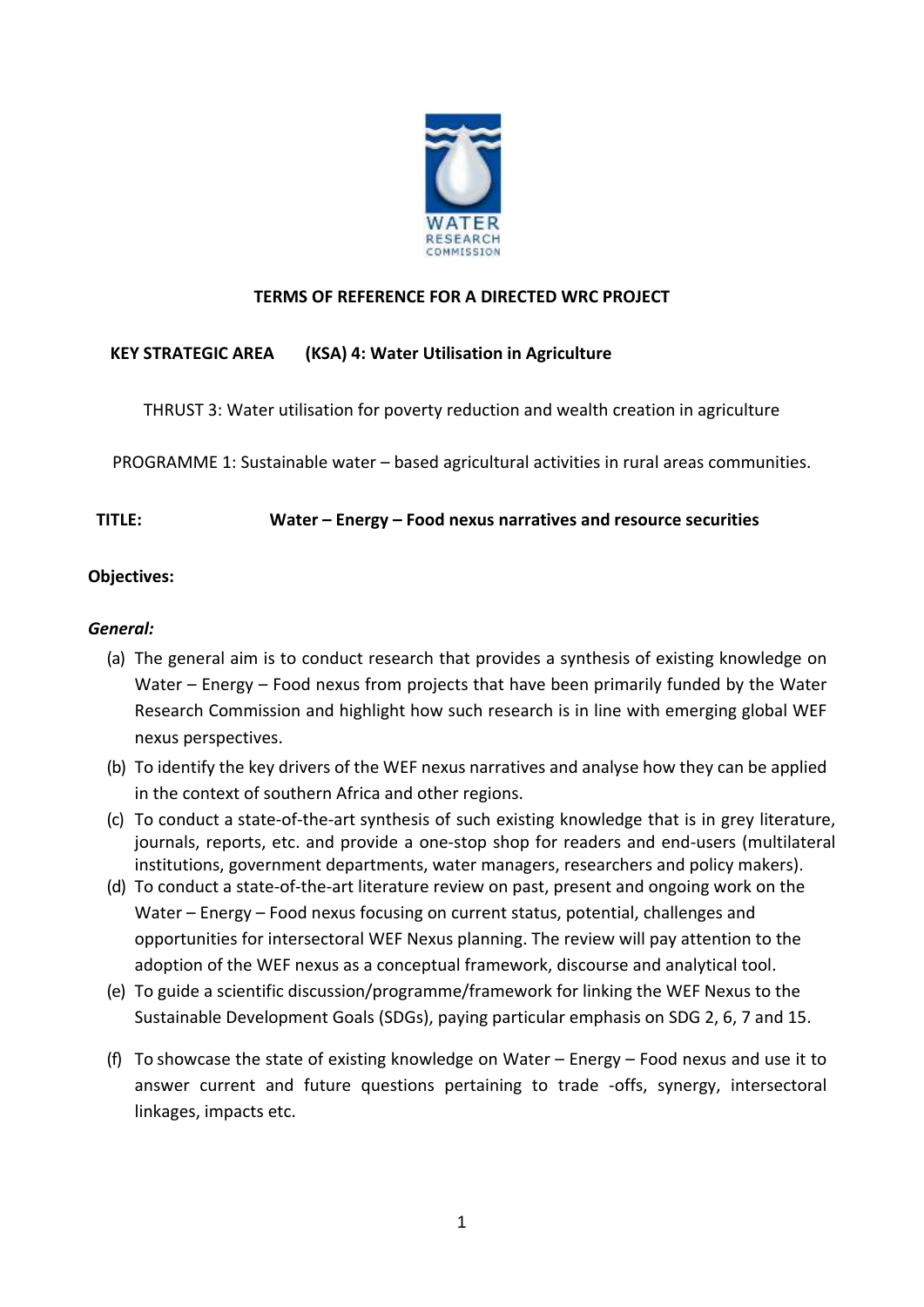**TERMS OF REFERENCE FOR A DIRECTED WRC PROJECT**

**KEY STRATEGIC AREA (KSA) 4: Water Utilisation in Agriculture**

THRUST 3: Water utilisation for poverty reduction and wealth creation in agriculture

PROGRAMME 1: Sustainable water – based agricultural activities in rural areas communities.

**TITLE: Water – Energy – Food nexus narratives and resource securities**

**Objectives:**

***General:***

(a) The general aim is to conduct research that provides a synthesis of existing knowledge on Water – Energy – Food nexus from projects that have been primarily funded by the Water Research Commission and highlight how such research is in line with emerging global WEF nexus perspectives.

(b) To identify the key drivers of the WEF nexus narratives and analyse how they can be applied in the context of southern Africa and other regions.

(c) To conduct a state-of-the-art synthesis of such existing knowledge that is in grey literature, journals, reports, etc. and provide a one-stop shop for readers and end-users (multilateral institutions, government departments, water managers, researchers and policy makers).

(d) To conduct a state-of-the-art literature review on past, present and ongoing work on the Water – Energy – Food nexus focusing on current status, potential, challenges and opportunities for intersectoral WEF Nexus planning. The review will pay attention to the adoption of the WEF nexus as a conceptual framework, discourse and analytical tool.

(e) To guide a scientific discussion/programme/framework for linking the WEF Nexus to the Sustainable Development Goals (SDGs), paying particular emphasis on SDG 2, 6, 7 and 15.

(f) To showcase the state of existing knowledge on Water – Energy – Food nexus and use it to answer current and future questions pertaining to trade -offs, synergy, intersectoral linkages, impacts etc.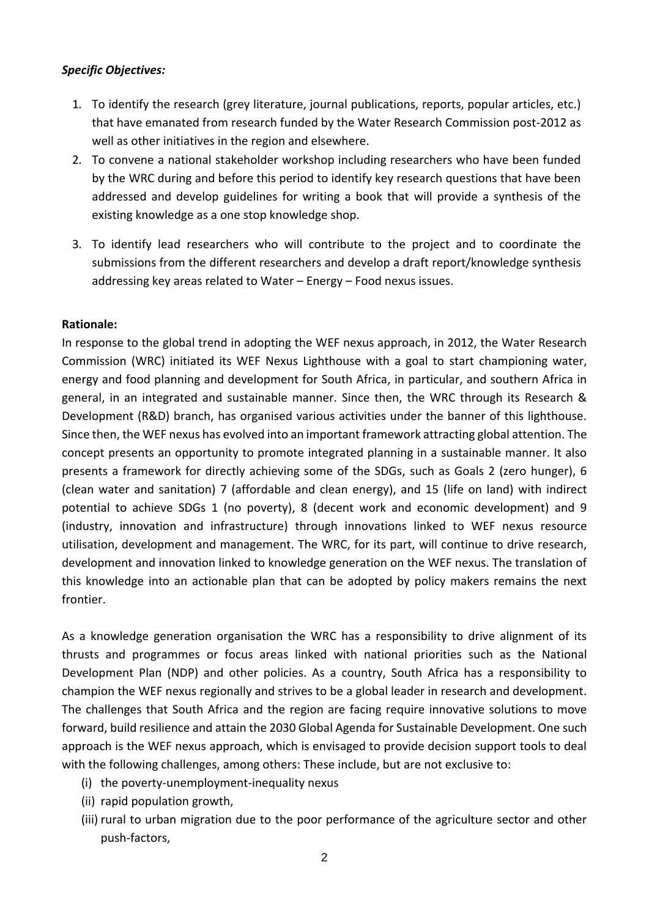***Specific Objectives:***

1. To identify the research (grey literature, journal publications, reports, popular articles, etc.) that have emanated from research funded by the Water Research Commission post-2012 as well as other initiatives in the region and elsewhere.
2. To convene a national stakeholder workshop including researchers who have been funded by the WRC during and before this period to identify key research questions that have been addressed and develop guidelines for writing a book that will provide a synthesis of the existing knowledge as a one stop knowledge shop.
3. To identify lead researchers who will contribute to the project and to coordinate the submissions from the different researchers and develop a draft report/knowledge synthesis addressing key areas related to Water – Energy – Food nexus issues.

**Rationale:**

In response to the global trend in adopting the WEF nexus approach, in 2012, the Water Research Commission (WRC) initiated its WEF Nexus Lighthouse with a goal to start championing water, energy and food planning and development for South Africa, in particular, and southern Africa in general, in an integrated and sustainable manner. Since then, the WRC through its Research & Development (R&D) branch, has organised various activities under the banner of this lighthouse. Since then, the WEF nexus has evolved into an important framework attracting global attention. The concept presents an opportunity to promote integrated planning in a sustainable manner. It also presents a framework for directly achieving some of the SDGs, such as Goals 2 (zero hunger), 6 (clean water and sanitation) 7 (affordable and clean energy), and 15 (life on land) with indirect potential to achieve SDGs 1 (no poverty), 8 (decent work and economic development) and 9 (industry, innovation and infrastructure) through innovations linked to WEF nexus resource utilisation, development and management. The WRC, for its part, will continue to drive research, development and innovation linked to knowledge generation on the WEF nexus. The translation of this knowledge into an actionable plan that can be adopted by policy makers remains the next frontier.

As a knowledge generation organisation the WRC has a responsibility to drive alignment of its thrusts and programmes or focus areas linked with national priorities such as the National Development Plan (NDP) and other policies. As a country, South Africa has a responsibility to champion the WEF nexus regionally and strives to be a global leader in research and development. The challenges that South Africa and the region are facing require innovative solutions to move forward, build resilience and attain the 2030 Global Agenda for Sustainable Development. One such approach is the WEF nexus approach, which is envisaged to provide decision support tools to deal with the following challenges, among others: These include, but are not exclusive to:

(i) the poverty-unemployment-inequality nexus
(ii) rapid population growth,
(iii) rural to urban migration due to the poor performance of the agriculture sector and other push-factors,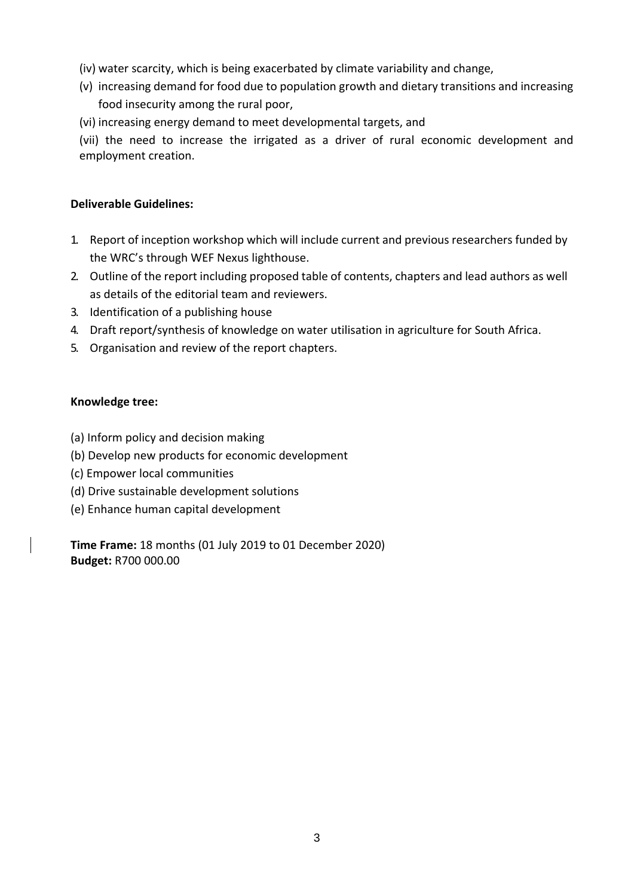(iv) water scarcity, which is being exacerbated by climate variability and change,

(v) increasing demand for food due to population growth and dietary transitions and increasing food insecurity among the rural poor,

(vi) increasing energy demand to meet developmental targets, and

(vii) the need to increase the irrigated as a driver of rural economic development and employment creation.

**Deliverable Guidelines:**

1. Report of inception workshop which will include current and previous researchers funded by the WRC's through WEF Nexus lighthouse.
2. Outline of the report including proposed table of contents, chapters and lead authors as well as details of the editorial team and reviewers.
3. Identification of a publishing house
4. Draft report/synthesis of knowledge on water utilisation in agriculture for South Africa.
5. Organisation and review of the report chapters.

**Knowledge tree:**

(a) Inform policy and decision making

(b) Develop new products for economic development

(c) Empower local communities

(d) Drive sustainable development solutions

(e) Enhance human capital development

**Time Frame:** 18 months (01 July 2019 to 01 December 2020)
**Budget:** R700 000.00